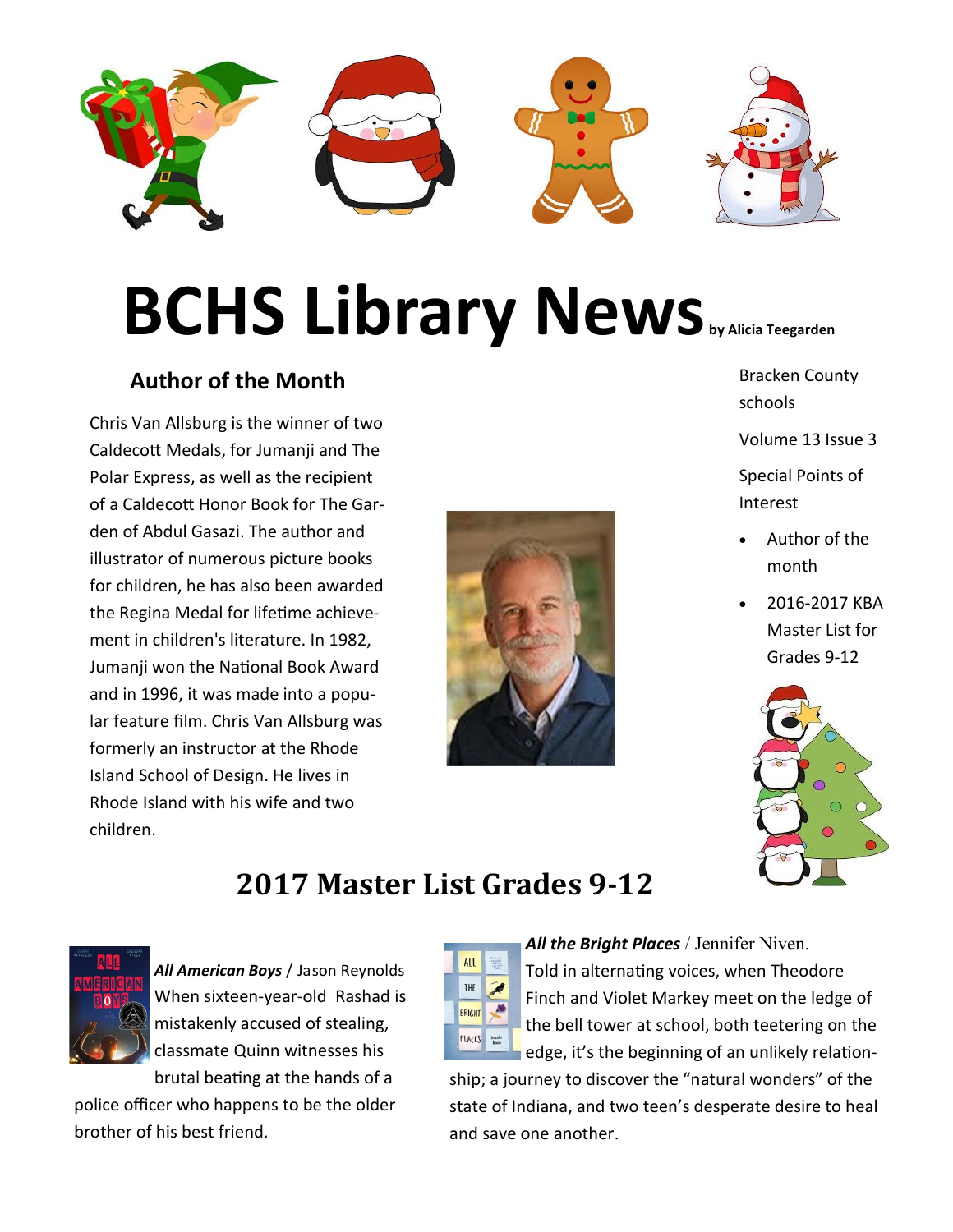# BCHS Library News

by Alicia Teegarden

Bracken County schools

Volume 13 Issue 3

Special Points of Interest

- Author of the month
- 2016-2017 KBA Master List for Grades 9-12

## Author of the Month

Chris Van Allsburg is the winner of two Caldecott Medals, for Jumanji and The Polar Express, as well as the recipient of a Caldecott Honor Book for The Garden of Abdul Gasazi. The author and illustrator of numerous picture books for children, he has also been awarded the Regina Medal for lifetime achievement in children's literature. In 1982, Jumanji won the National Book Award and in 1996, it was made into a popular feature film. Chris Van Allsburg was formerly an instructor at the Rhode Island School of Design. He lives in Rhode Island with his wife and two children.

## 2017 Master List Grades 9-12

***All American Boys*** / Jason Reynolds
When sixteen-year-old Rashad is mistakenly accused of stealing, classmate Quinn witnesses his brutal beating at the hands of a police officer who happens to be the older brother of his best friend.

***All the Bright Places*** / Jennifer Niven.
Told in alternating voices, when Theodore Finch and Violet Markey meet on the ledge of the bell tower at school, both teetering on the edge, it's the beginning of an unlikely relationship; a journey to discover the "natural wonders" of the state of Indiana, and two teen's desperate desire to heal and save one another.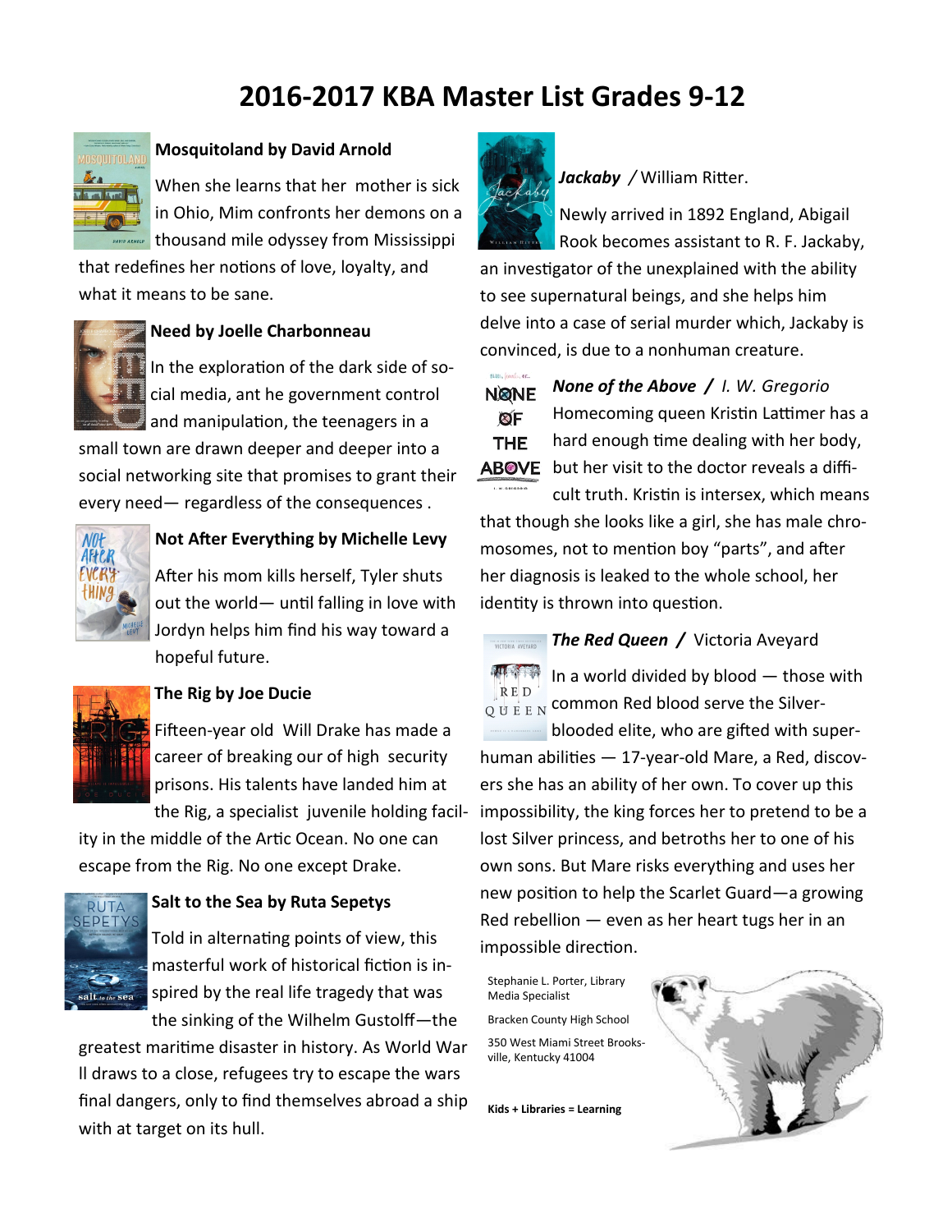# 2016-2017 KBA Master List Grades 9-12

**Mosquitoland by David Arnold**

When she learns that her mother is sick in Ohio, Mim confronts her demons on a thousand mile odyssey from Mississippi that redefines her notions of love, loyalty, and what it means to be sane.

**Need by Joelle Charbonneau**

In the exploration of the dark side of social media, ant he government control and manipulation, the teenagers in a small town are drawn deeper and deeper into a social networking site that promises to grant their every need— regardless of the consequences .

**Not After Everything by Michelle Levy**

After his mom kills herself, Tyler shuts out the world— until falling in love with Jordyn helps him find his way toward a hopeful future.

**The Rig by Joe Ducie**

Fifteen-year old Will Drake has made a career of breaking our of high security prisons. His talents have landed him at the Rig, a specialist juvenile holding facility in the middle of the Artic Ocean. No one can escape from the Rig. No one except Drake.

**Salt to the Sea by Ruta Sepetys**

Told in alternating points of view, this masterful work of historical fiction is inspired by the real life tragedy that was the sinking of the Wilhelm Gustoff—the greatest maritime disaster in history. As World War ll draws to a close, refugees try to escape the wars final dangers, only to find themselves abroad a ship with at target on its hull.

***Jackaby*** / William Ritter.

Newly arrived in 1892 England, Abigail Rook becomes assistant to R. F. Jackaby, an investigator of the unexplained with the ability to see supernatural beings, and she helps him delve into a case of serial murder which, Jackaby is convinced, is due to a nonhuman creature.

***None of the Above*** / *I. W. Gregorio*

Homecoming queen Kristin Lattimer has a hard enough time dealing with her body, but her visit to the doctor reveals a difficult truth. Kristin is intersex, which means that though she looks like a girl, she has male chromosomes, not to mention boy "parts", and after her diagnosis is leaked to the whole school, her identity is thrown into question.

***The Red Queen*** / Victoria Aveyard

In a world divided by blood — those with common Red blood serve the Silver-blooded elite, who are gifted with superhuman abilities — 17-year-old Mare, a Red, discovers she has an ability of her own. To cover up this impossibility, the king forces her to pretend to be a lost Silver princess, and betroths her to one of his own sons. But Mare risks everything and uses her new position to help the Scarlet Guard—a growing Red rebellion — even as her heart tugs her in an impossible direction.

Stephanie L. Porter, Library Media Specialist

Bracken County High School

350 West Miami Street Brooksville, Kentucky 41004

**Kids + Libraries = Learning**